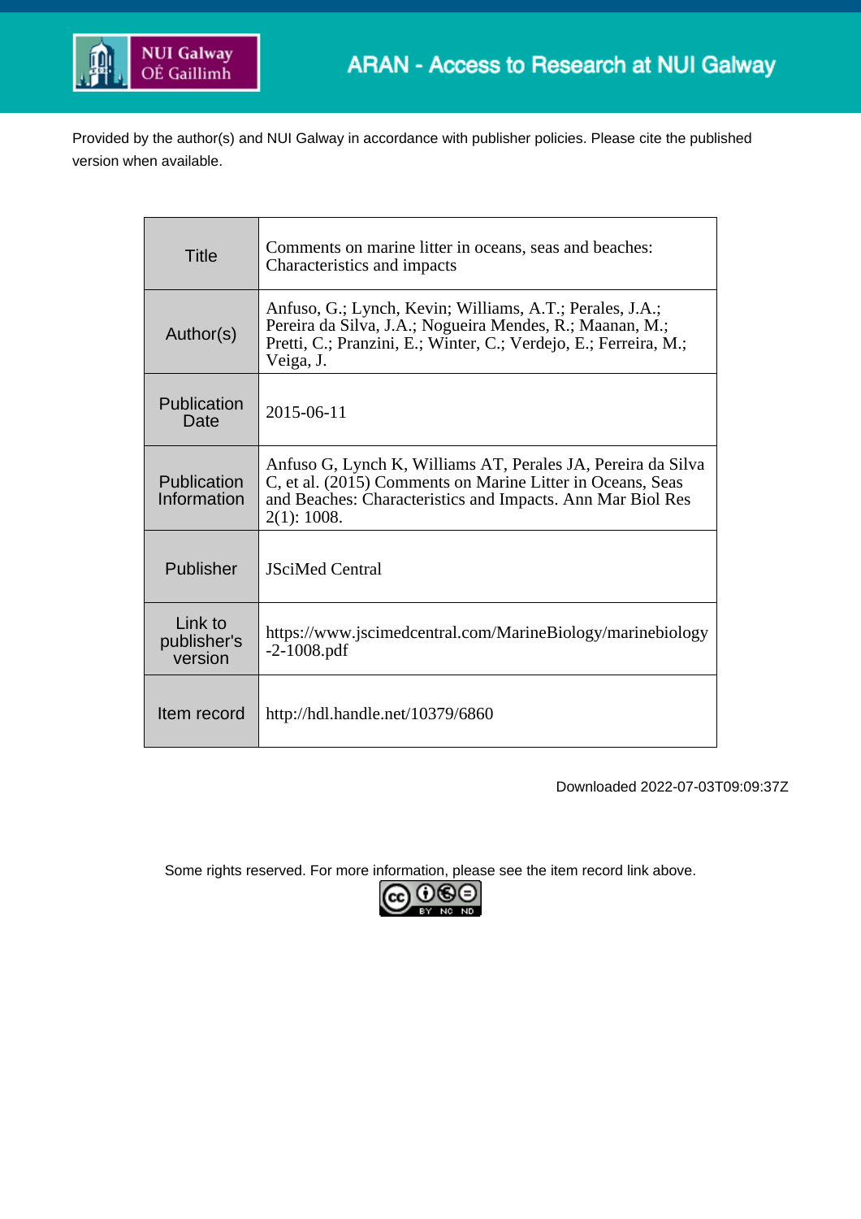ARAN - Access to Research at NUI Galway

Provided by the author(s) and NUI Galway in accordance with publisher policies. Please cite the published version when available.

| | |
|---|---|
| Title | Comments on marine litter in oceans, seas and beaches: Characteristics and impacts |
| Author(s) | Anfuso, G.; Lynch, Kevin; Williams, A.T.; Perales, J.A.; Pereira da Silva, J.A.; Nogueira Mendes, R.; Maanan, M.; Pretti, C.; Pranzini, E.; Winter, C.; Verdejo, E.; Ferreira, M.; Veiga, J. |
| Publication Date | 2015-06-11 |
| Publication Information | Anfuso G, Lynch K, Williams AT, Perales JA, Pereira da Silva C, et al. (2015) Comments on Marine Litter in Oceans, Seas and Beaches: Characteristics and Impacts. Ann Mar Biol Res 2(1): 1008. |
| Publisher | JSciMed Central |
| Link to publisher's version | https://www.jscimedcentral.com/MarineBiology/marinebiology-2-1008.pdf |
| Item record | http://hdl.handle.net/10379/6860 |

Downloaded 2022-07-03T09:09:37Z

Some rights reserved. For more information, please see the item record link above.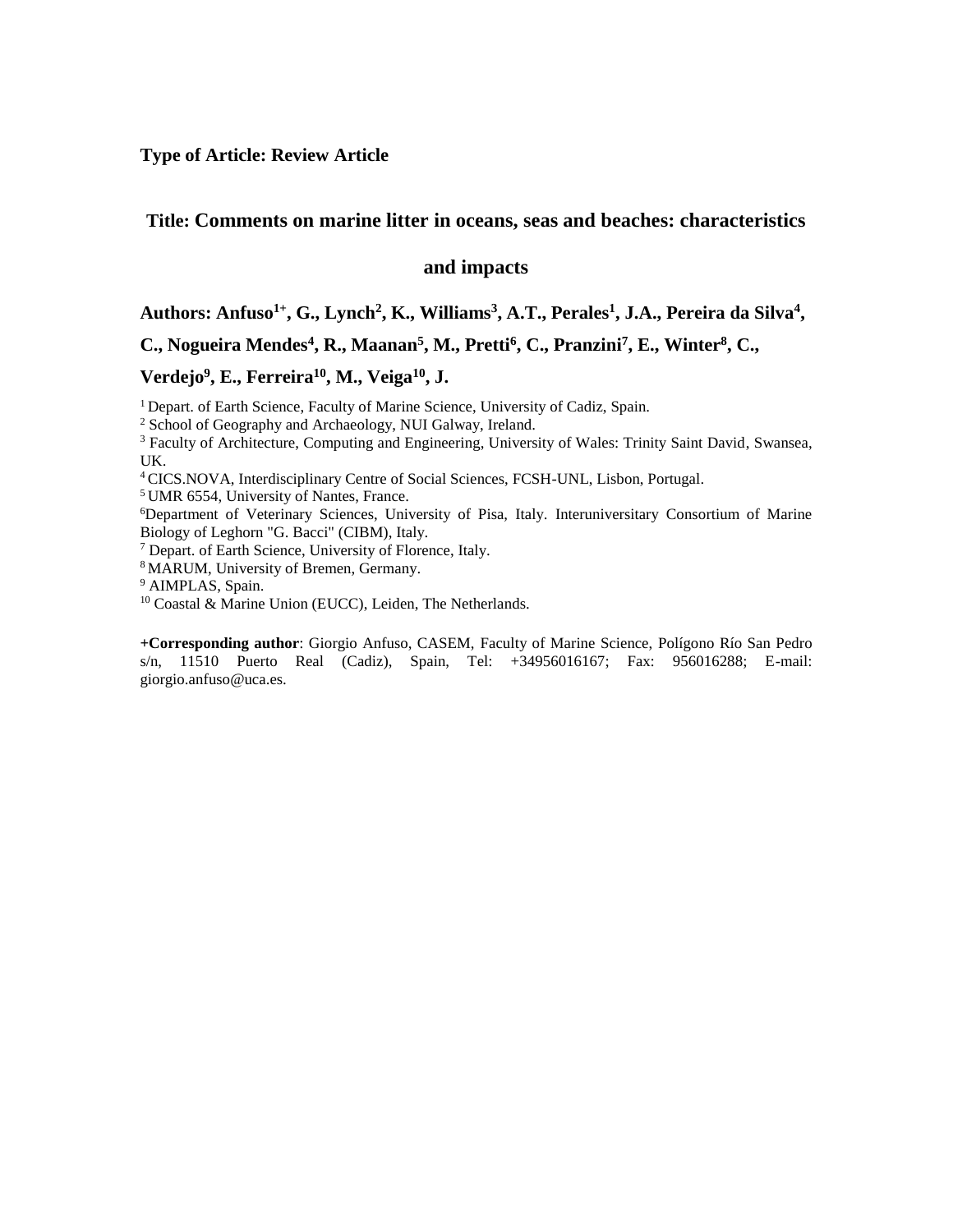**Type of Article: Review Article**

## Title: Comments on marine litter in oceans, seas and beaches: characteristics and impacts

**Authors: Anfuso[1+], G., Lynch[2], K., Williams[3], A.T., Perales[1], J.A., Pereira da Silva[4], C., Nogueira Mendes[4], R., Maanan[5], M., Pretti[6], C., Pranzini[7], E., Winter[8], C., Verdejo[9], E., Ferreira[10], M., Veiga[10], J.**

[1] Depart. of Earth Science, Faculty of Marine Science, University of Cadiz, Spain.
[2] School of Geography and Archaeology, NUI Galway, Ireland.
[3] Faculty of Architecture, Computing and Engineering, University of Wales: Trinity Saint David, Swansea, UK.
[4] CICS.NOVA, Interdisciplinary Centre of Social Sciences, FCSH-UNL, Lisbon, Portugal.
[5] UMR 6554, University of Nantes, France.
[6] Department of Veterinary Sciences, University of Pisa, Italy. Interuniversitary Consortium of Marine Biology of Leghorn "G. Bacci" (CIBM), Italy.
[7] Depart. of Earth Science, University of Florence, Italy.
[8] MARUM, University of Bremen, Germany.
[9] AIMPLAS, Spain.
[10] Coastal & Marine Union (EUCC), Leiden, The Netherlands.

**+Corresponding author**: Giorgio Anfuso, CASEM, Faculty of Marine Science, Polígono Río San Pedro s/n, 11510 Puerto Real (Cadiz), Spain, Tel: +34956016167; Fax: 956016288; E-mail: giorgio.anfuso@uca.es.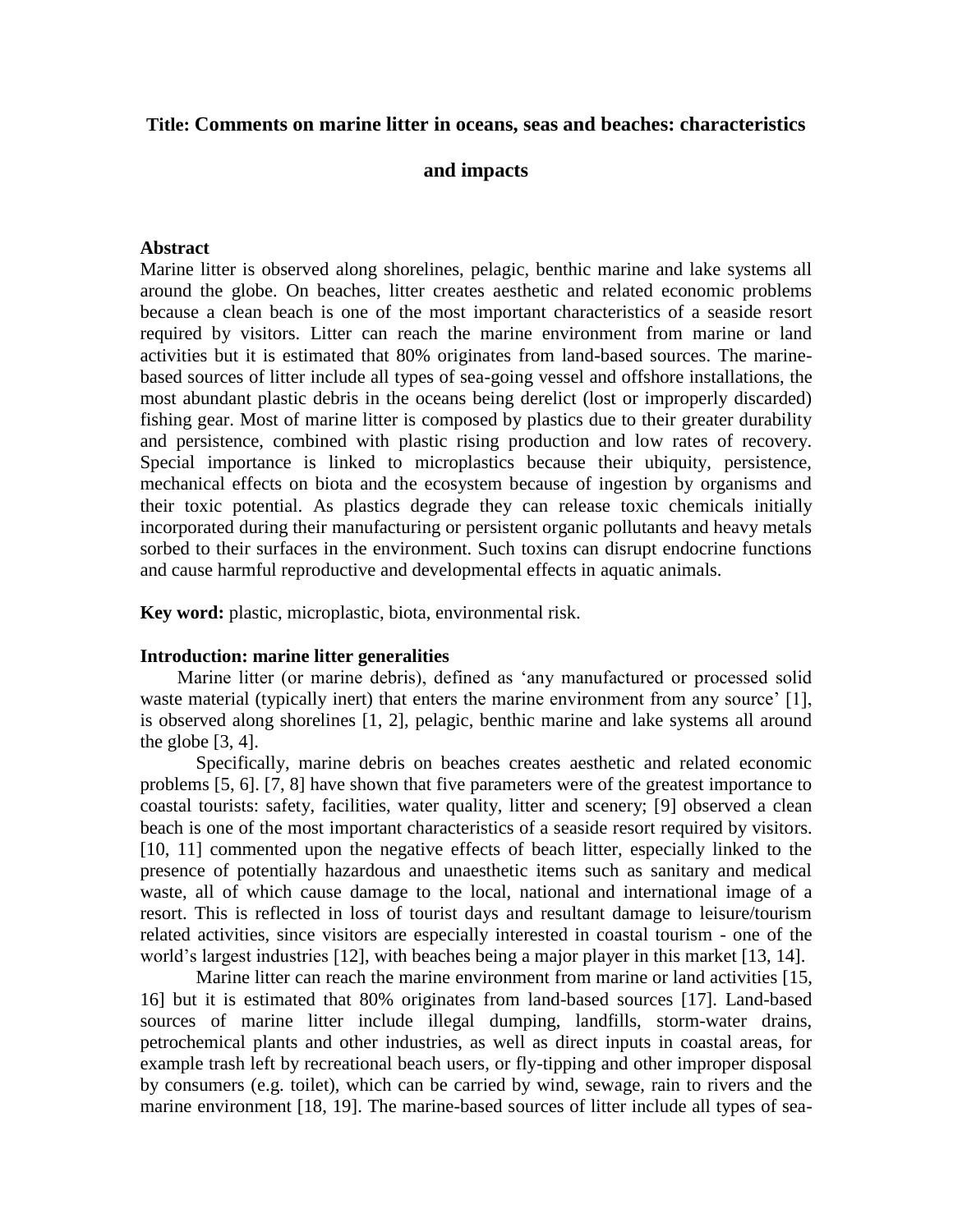**Title: Comments on marine litter in oceans, seas and beaches: characteristics and impacts**

**Abstract**

Marine litter is observed along shorelines, pelagic, benthic marine and lake systems all around the globe. On beaches, litter creates aesthetic and related economic problems because a clean beach is one of the most important characteristics of a seaside resort required by visitors. Litter can reach the marine environment from marine or land activities but it is estimated that 80% originates from land-based sources. The marine-based sources of litter include all types of sea-going vessel and offshore installations, the most abundant plastic debris in the oceans being derelict (lost or improperly discarded) fishing gear. Most of marine litter is composed by plastics due to their greater durability and persistence, combined with plastic rising production and low rates of recovery. Special importance is linked to microplastics because their ubiquity, persistence, mechanical effects on biota and the ecosystem because of ingestion by organisms and their toxic potential. As plastics degrade they can release toxic chemicals initially incorporated during their manufacturing or persistent organic pollutants and heavy metals sorbed to their surfaces in the environment. Such toxins can disrupt endocrine functions and cause harmful reproductive and developmental effects in aquatic animals.

**Key word:** plastic, microplastic, biota, environmental risk.

**Introduction: marine litter generalities**

Marine litter (or marine debris), defined as 'any manufactured or processed solid waste material (typically inert) that enters the marine environment from any source' [1], is observed along shorelines [1, 2], pelagic, benthic marine and lake systems all around the globe [3, 4].

Specifically, marine debris on beaches creates aesthetic and related economic problems [5, 6]. [7, 8] have shown that five parameters were of the greatest importance to coastal tourists: safety, facilities, water quality, litter and scenery; [9] observed a clean beach is one of the most important characteristics of a seaside resort required by visitors. [10, 11] commented upon the negative effects of beach litter, especially linked to the presence of potentially hazardous and unaesthetic items such as sanitary and medical waste, all of which cause damage to the local, national and international image of a resort. This is reflected in loss of tourist days and resultant damage to leisure/tourism related activities, since visitors are especially interested in coastal tourism - one of the world's largest industries [12], with beaches being a major player in this market [13, 14].

Marine litter can reach the marine environment from marine or land activities [15, 16] but it is estimated that 80% originates from land-based sources [17]. Land-based sources of marine litter include illegal dumping, landfills, storm-water drains, petrochemical plants and other industries, as well as direct inputs in coastal areas, for example trash left by recreational beach users, or fly-tipping and other improper disposal by consumers (e.g. toilet), which can be carried by wind, sewage, rain to rivers and the marine environment [18, 19]. The marine-based sources of litter include all types of sea-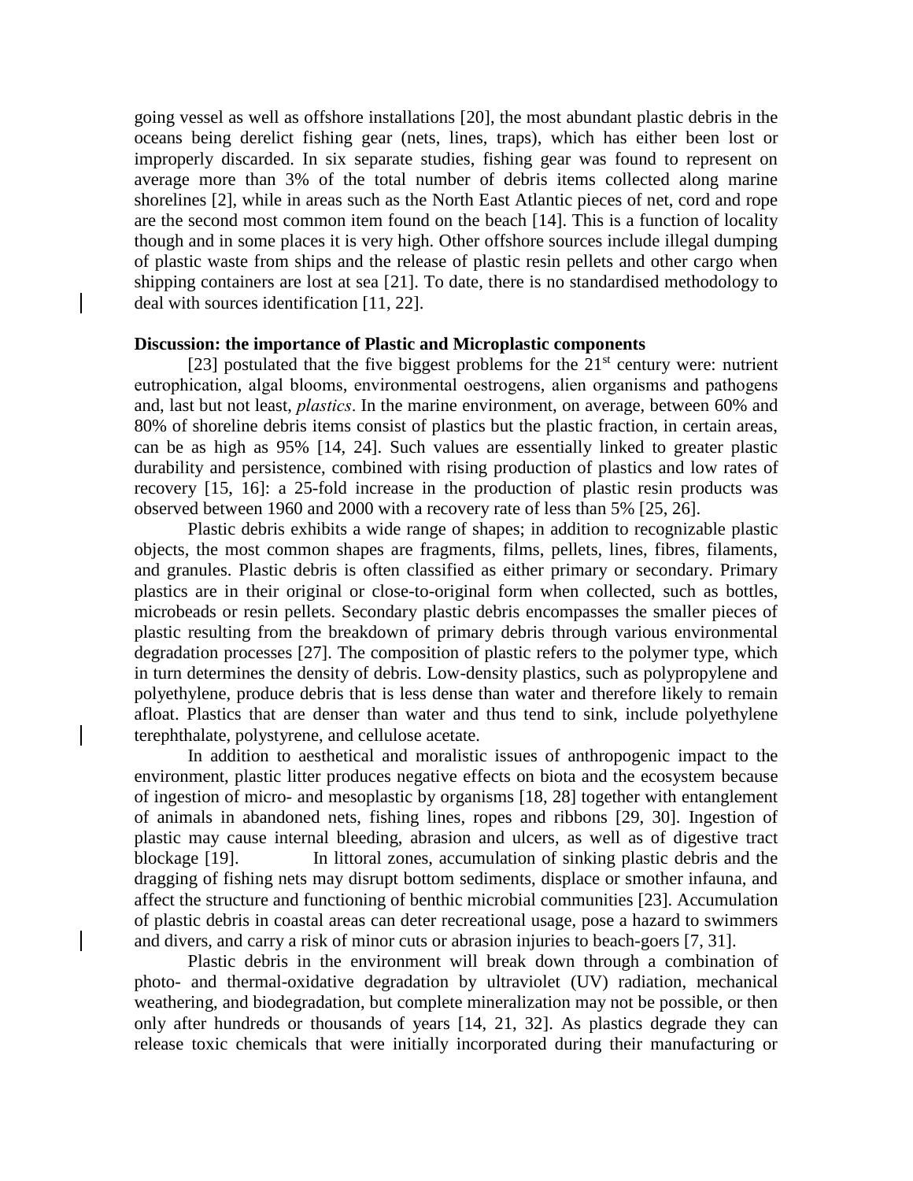going vessel as well as offshore installations [20], the most abundant plastic debris in the oceans being derelict fishing gear (nets, lines, traps), which has either been lost or improperly discarded. In six separate studies, fishing gear was found to represent on average more than 3% of the total number of debris items collected along marine shorelines [2], while in areas such as the North East Atlantic pieces of net, cord and rope are the second most common item found on the beach [14]. This is a function of locality though and in some places it is very high. Other offshore sources include illegal dumping of plastic waste from ships and the release of plastic resin pellets and other cargo when shipping containers are lost at sea [21]. To date, there is no standardised methodology to deal with sources identification [11, 22].

**Discussion: the importance of Plastic and Microplastic components**

[23] postulated that the five biggest problems for the 21st century were: nutrient eutrophication, algal blooms, environmental oestrogens, alien organisms and pathogens and, last but not least, *plastics*. In the marine environment, on average, between 60% and 80% of shoreline debris items consist of plastics but the plastic fraction, in certain areas, can be as high as 95% [14, 24]. Such values are essentially linked to greater plastic durability and persistence, combined with rising production of plastics and low rates of recovery [15, 16]: a 25-fold increase in the production of plastic resin products was observed between 1960 and 2000 with a recovery rate of less than 5% [25, 26].

Plastic debris exhibits a wide range of shapes; in addition to recognizable plastic objects, the most common shapes are fragments, films, pellets, lines, fibres, filaments, and granules. Plastic debris is often classified as either primary or secondary. Primary plastics are in their original or close-to-original form when collected, such as bottles, microbeads or resin pellets. Secondary plastic debris encompasses the smaller pieces of plastic resulting from the breakdown of primary debris through various environmental degradation processes [27]. The composition of plastic refers to the polymer type, which in turn determines the density of debris. Low-density plastics, such as polypropylene and polyethylene, produce debris that is less dense than water and therefore likely to remain afloat. Plastics that are denser than water and thus tend to sink, include polyethylene terephthalate, polystyrene, and cellulose acetate.

In addition to aesthetical and moralistic issues of anthropogenic impact to the environment, plastic litter produces negative effects on biota and the ecosystem because of ingestion of micro- and mesoplastic by organisms [18, 28] together with entanglement of animals in abandoned nets, fishing lines, ropes and ribbons [29, 30]. Ingestion of plastic may cause internal bleeding, abrasion and ulcers, as well as of digestive tract blockage [19]. In littoral zones, accumulation of sinking plastic debris and the dragging of fishing nets may disrupt bottom sediments, displace or smother infauna, and affect the structure and functioning of benthic microbial communities [23]. Accumulation of plastic debris in coastal areas can deter recreational usage, pose a hazard to swimmers and divers, and carry a risk of minor cuts or abrasion injuries to beach-goers [7, 31].

Plastic debris in the environment will break down through a combination of photo- and thermal-oxidative degradation by ultraviolet (UV) radiation, mechanical weathering, and biodegradation, but complete mineralization may not be possible, or then only after hundreds or thousands of years [14, 21, 32]. As plastics degrade they can release toxic chemicals that were initially incorporated during their manufacturing or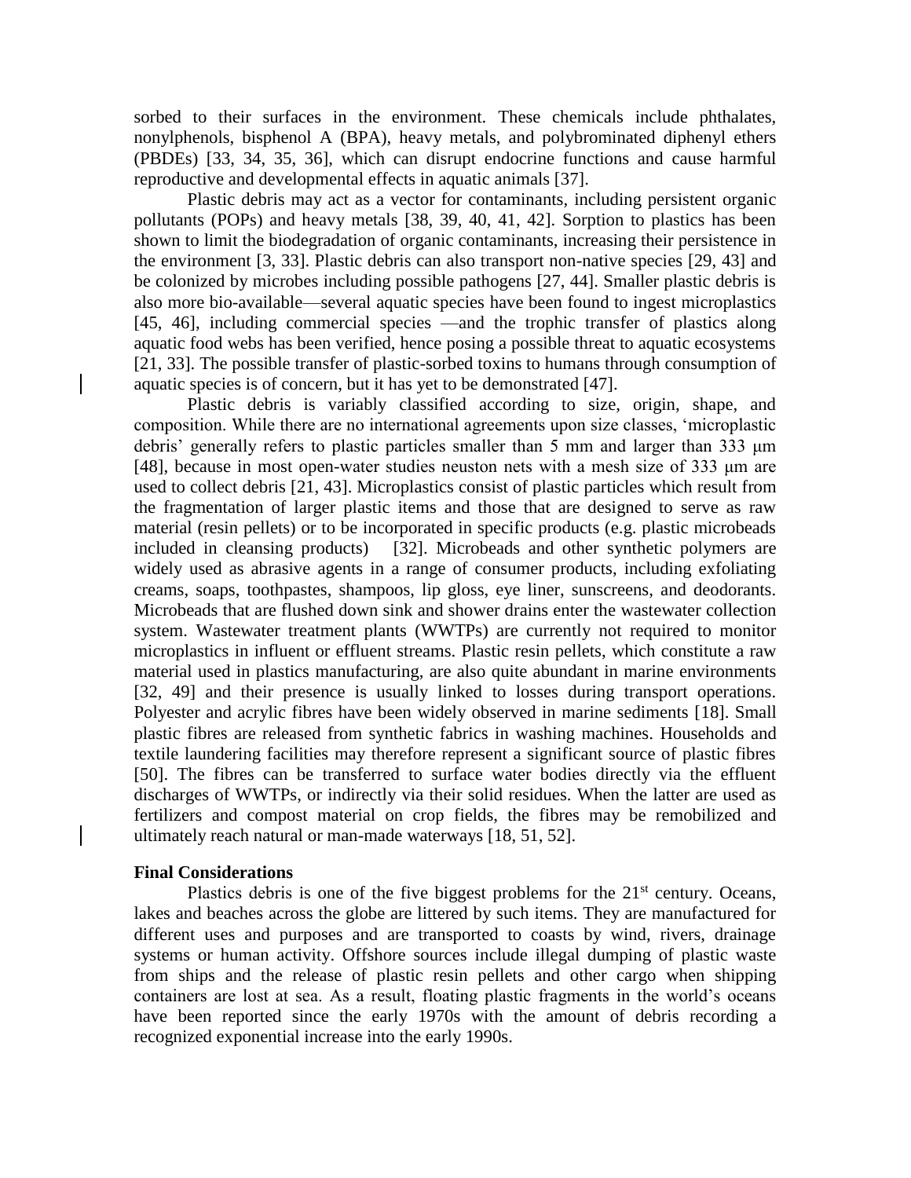sorbed to their surfaces in the environment. These chemicals include phthalates, nonylphenols, bisphenol A (BPA), heavy metals, and polybrominated diphenyl ethers (PBDEs) [33, 34, 35, 36], which can disrupt endocrine functions and cause harmful reproductive and developmental effects in aquatic animals [37].

Plastic debris may act as a vector for contaminants, including persistent organic pollutants (POPs) and heavy metals [38, 39, 40, 41, 42]. Sorption to plastics has been shown to limit the biodegradation of organic contaminants, increasing their persistence in the environment [3, 33]. Plastic debris can also transport non-native species [29, 43] and be colonized by microbes including possible pathogens [27, 44]. Smaller plastic debris is also more bio-available—several aquatic species have been found to ingest microplastics [45, 46], including commercial species —and the trophic transfer of plastics along aquatic food webs has been verified, hence posing a possible threat to aquatic ecosystems [21, 33]. The possible transfer of plastic-sorbed toxins to humans through consumption of aquatic species is of concern, but it has yet to be demonstrated [47].

Plastic debris is variably classified according to size, origin, shape, and composition. While there are no international agreements upon size classes, 'microplastic debris' generally refers to plastic particles smaller than 5 mm and larger than 333 μm [48], because in most open-water studies neuston nets with a mesh size of 333 μm are used to collect debris [21, 43]. Microplastics consist of plastic particles which result from the fragmentation of larger plastic items and those that are designed to serve as raw material (resin pellets) or to be incorporated in specific products (e.g. plastic microbeads included in cleansing products) [32]. Microbeads and other synthetic polymers are widely used as abrasive agents in a range of consumer products, including exfoliating creams, soaps, toothpastes, shampoos, lip gloss, eye liner, sunscreens, and deodorants. Microbeads that are flushed down sink and shower drains enter the wastewater collection system. Wastewater treatment plants (WWTPs) are currently not required to monitor microplastics in influent or effluent streams. Plastic resin pellets, which constitute a raw material used in plastics manufacturing, are also quite abundant in marine environments [32, 49] and their presence is usually linked to losses during transport operations. Polyester and acrylic fibres have been widely observed in marine sediments [18]. Small plastic fibres are released from synthetic fabrics in washing machines. Households and textile laundering facilities may therefore represent a significant source of plastic fibres [50]. The fibres can be transferred to surface water bodies directly via the effluent discharges of WWTPs, or indirectly via their solid residues. When the latter are used as fertilizers and compost material on crop fields, the fibres may be remobilized and ultimately reach natural or man-made waterways [18, 51, 52].

**Final Considerations**

Plastics debris is one of the five biggest problems for the 21st century. Oceans, lakes and beaches across the globe are littered by such items. They are manufactured for different uses and purposes and are transported to coasts by wind, rivers, drainage systems or human activity. Offshore sources include illegal dumping of plastic waste from ships and the release of plastic resin pellets and other cargo when shipping containers are lost at sea. As a result, floating plastic fragments in the world's oceans have been reported since the early 1970s with the amount of debris recording a recognized exponential increase into the early 1990s.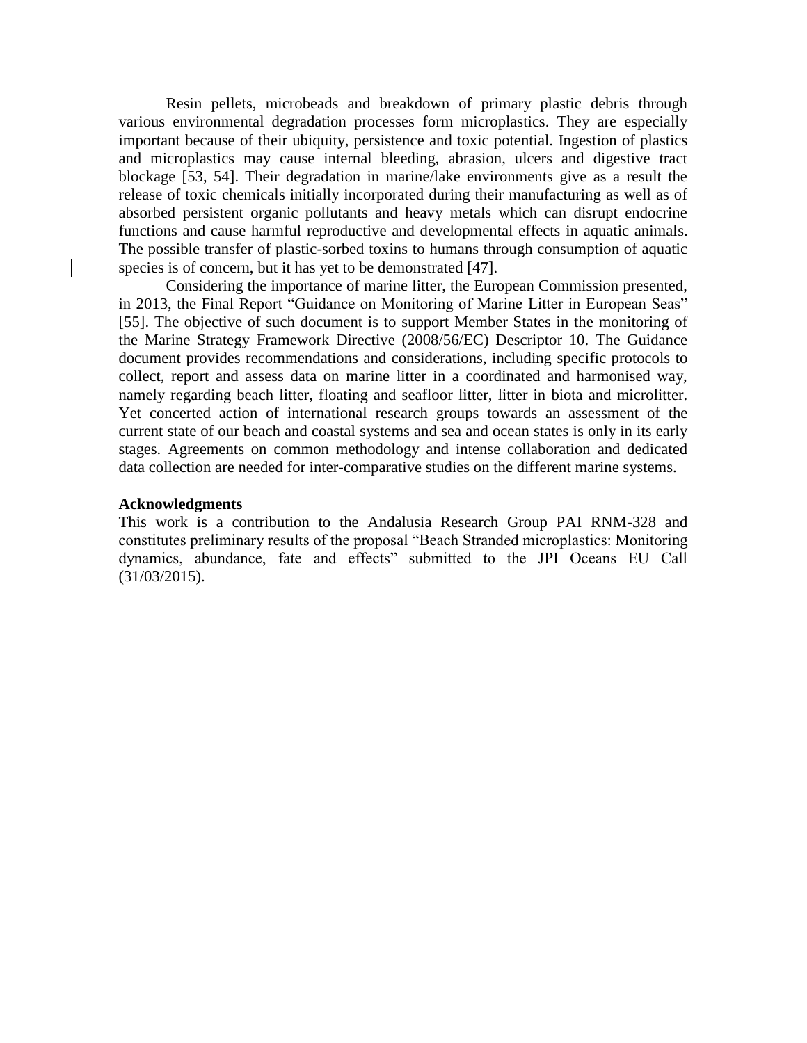Resin pellets, microbeads and breakdown of primary plastic debris through various environmental degradation processes form microplastics. They are especially important because of their ubiquity, persistence and toxic potential. Ingestion of plastics and microplastics may cause internal bleeding, abrasion, ulcers and digestive tract blockage [53, 54]. Their degradation in marine/lake environments give as a result the release of toxic chemicals initially incorporated during their manufacturing as well as of absorbed persistent organic pollutants and heavy metals which can disrupt endocrine functions and cause harmful reproductive and developmental effects in aquatic animals. The possible transfer of plastic-sorbed toxins to humans through consumption of aquatic species is of concern, but it has yet to be demonstrated [47].

Considering the importance of marine litter, the European Commission presented, in 2013, the Final Report "Guidance on Monitoring of Marine Litter in European Seas" [55]. The objective of such document is to support Member States in the monitoring of the Marine Strategy Framework Directive (2008/56/EC) Descriptor 10. The Guidance document provides recommendations and considerations, including specific protocols to collect, report and assess data on marine litter in a coordinated and harmonised way, namely regarding beach litter, floating and seafloor litter, litter in biota and microlitter. Yet concerted action of international research groups towards an assessment of the current state of our beach and coastal systems and sea and ocean states is only in its early stages. Agreements on common methodology and intense collaboration and dedicated data collection are needed for inter-comparative studies on the different marine systems.

**Acknowledgments**

This work is a contribution to the Andalusia Research Group PAI RNM-328 and constitutes preliminary results of the proposal "Beach Stranded microplastics: Monitoring dynamics, abundance, fate and effects" submitted to the JPI Oceans EU Call (31/03/2015).